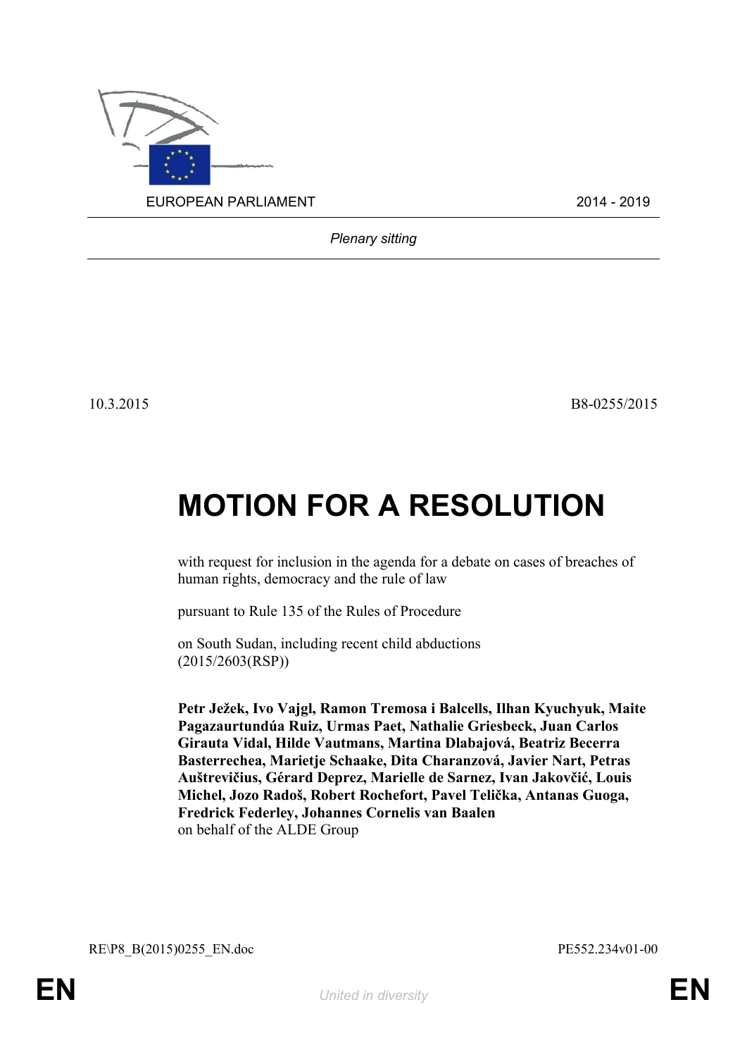EUROPEAN PARLIAMENT 2014 - 2019

*Plenary sitting*

10.3.2015 B8-0255/2015

# MOTION FOR A RESOLUTION

with request for inclusion in the agenda for a debate on cases of breaches of human rights, democracy and the rule of law

pursuant to Rule 135 of the Rules of Procedure

on South Sudan, including recent child abductions (2015/2603(RSP))

**Petr Ježek, Ivo Vajgl, Ramon Tremosa i Balcells, Ilhan Kyuchyuk, Maite Pagazaurtundúa Ruiz, Urmas Paet, Nathalie Griesbeck, Juan Carlos Girauta Vidal, Hilde Vautmans, Martina Dlabajová, Beatriz Becerra Basterrechea, Marietje Schaake, Dita Charanzová, Javier Nart, Petras Auštrevičius, Gérard Deprez, Marielle de Sarnez, Ivan Jakovčić, Louis Michel, Jozo Radoš, Robert Rochefort, Pavel Telička, Antanas Guoga, Fredrick Federley, Johannes Cornelis van Baalen**
on behalf of the ALDE Group

RE\P8_B(2015)0255_EN.doc PE552.234v01-00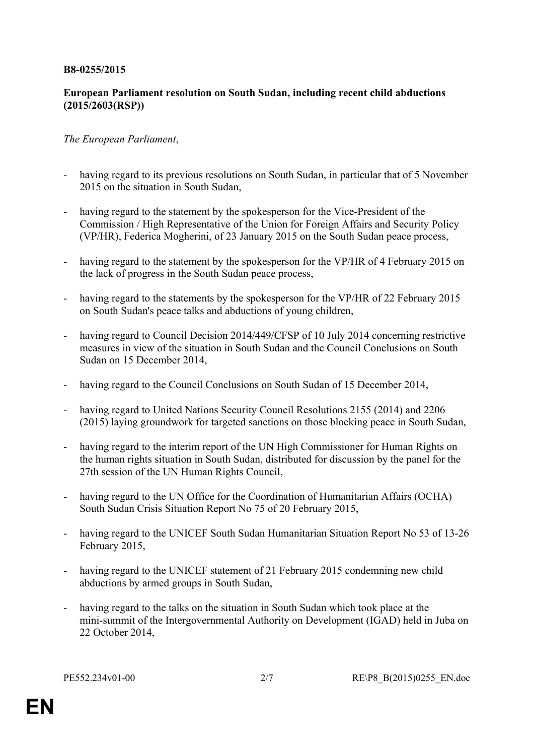**B8-0255/2015**

**European Parliament resolution on South Sudan, including recent child abductions (2015/2603(RSP))**

*The European Parliament*,

- having regard to its previous resolutions on South Sudan, in particular that of 5 November 2015 on the situation in South Sudan,

- having regard to the statement by the spokesperson for the Vice-President of the Commission / High Representative of the Union for Foreign Affairs and Security Policy (VP/HR), Federica Mogherini, of 23 January 2015 on the South Sudan peace process,

- having regard to the statement by the spokesperson for the VP/HR of 4 February 2015 on the lack of progress in the South Sudan peace process,

- having regard to the statements by the spokesperson for the VP/HR of 22 February 2015 on South Sudan's peace talks and abductions of young children,

- having regard to Council Decision 2014/449/CFSP of 10 July 2014 concerning restrictive measures in view of the situation in South Sudan and the Council Conclusions on South Sudan on 15 December 2014,

- having regard to the Council Conclusions on South Sudan of 15 December 2014,

- having regard to United Nations Security Council Resolutions 2155 (2014) and 2206 (2015) laying groundwork for targeted sanctions on those blocking peace in South Sudan,

- having regard to the interim report of the UN High Commissioner for Human Rights on the human rights situation in South Sudan, distributed for discussion by the panel for the 27th session of the UN Human Rights Council,

- having regard to the UN Office for the Coordination of Humanitarian Affairs (OCHA) South Sudan Crisis Situation Report No 75 of 20 February 2015,

- having regard to the UNICEF South Sudan Humanitarian Situation Report No 53 of 13-26 February 2015,

- having regard to the UNICEF statement of 21 February 2015 condemning new child abductions by armed groups in South Sudan,

- having regard to the talks on the situation in South Sudan which took place at the mini-summit of the Intergovernmental Authority on Development (IGAD) held in Juba on 22 October 2014,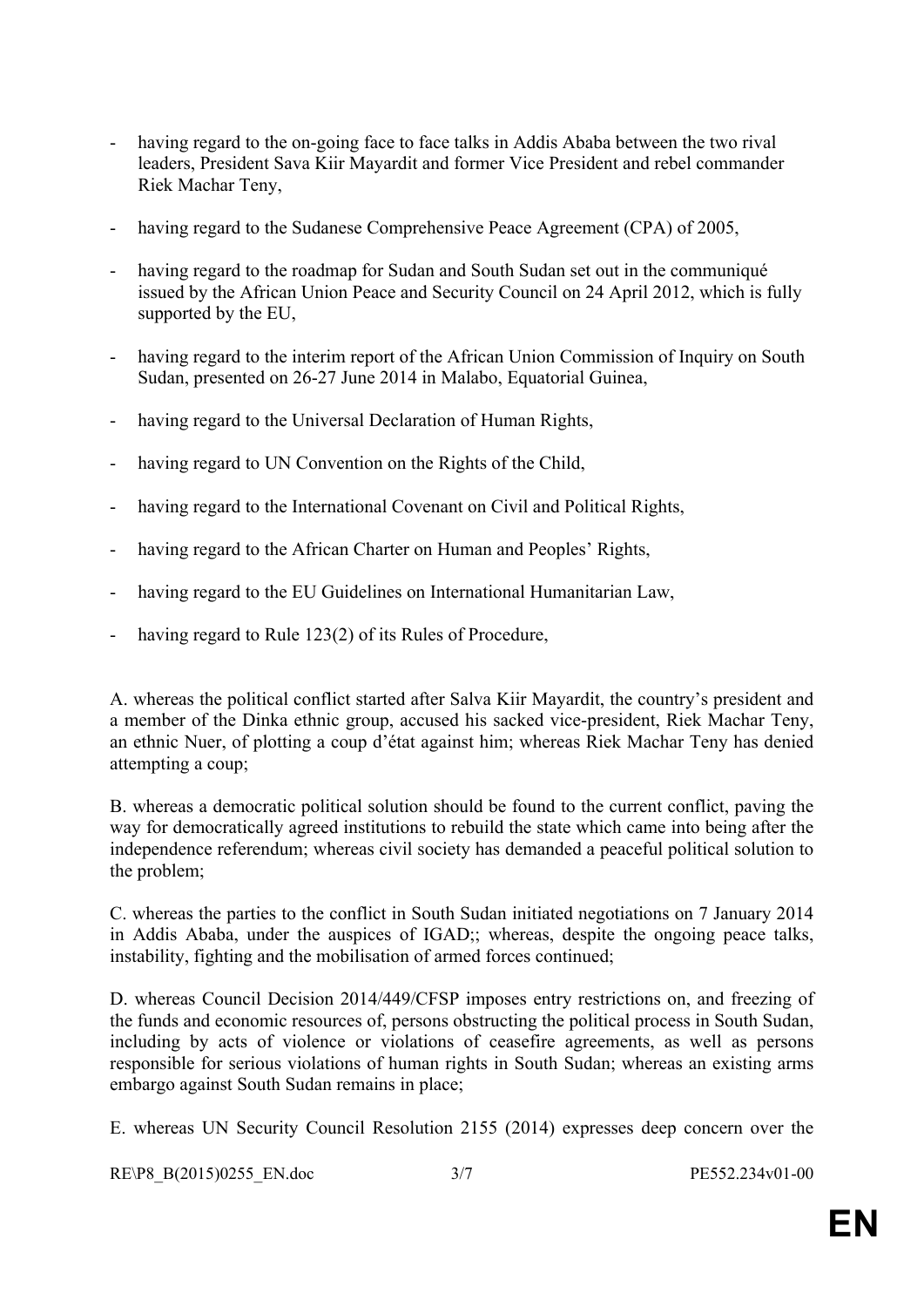- having regard to the on-going face to face talks in Addis Ababa between the two rival leaders, President Sava Kiir Mayardit and former Vice President and rebel commander Riek Machar Teny,

- having regard to the Sudanese Comprehensive Peace Agreement (CPA) of 2005,

- having regard to the roadmap for Sudan and South Sudan set out in the communiqué issued by the African Union Peace and Security Council on 24 April 2012, which is fully supported by the EU,

- having regard to the interim report of the African Union Commission of Inquiry on South Sudan, presented on 26-27 June 2014 in Malabo, Equatorial Guinea,

- having regard to the Universal Declaration of Human Rights,

- having regard to UN Convention on the Rights of the Child,

- having regard to the International Covenant on Civil and Political Rights,

- having regard to the African Charter on Human and Peoples' Rights,

- having regard to the EU Guidelines on International Humanitarian Law,

- having regard to Rule 123(2) of its Rules of Procedure,

A. whereas the political conflict started after Salva Kiir Mayardit, the country's president and a member of the Dinka ethnic group, accused his sacked vice-president, Riek Machar Teny, an ethnic Nuer, of plotting a coup d'état against him; whereas Riek Machar Teny has denied attempting a coup;

B. whereas a democratic political solution should be found to the current conflict, paving the way for democratically agreed institutions to rebuild the state which came into being after the independence referendum; whereas civil society has demanded a peaceful political solution to the problem;

C. whereas the parties to the conflict in South Sudan initiated negotiations on 7 January 2014 in Addis Ababa, under the auspices of IGAD;; whereas, despite the ongoing peace talks, instability, fighting and the mobilisation of armed forces continued;

D. whereas Council Decision 2014/449/CFSP imposes entry restrictions on, and freezing of the funds and economic resources of, persons obstructing the political process in South Sudan, including by acts of violence or violations of ceasefire agreements, as well as persons responsible for serious violations of human rights in South Sudan; whereas an existing arms embargo against South Sudan remains in place;

E. whereas UN Security Council Resolution 2155 (2014) expresses deep concern over the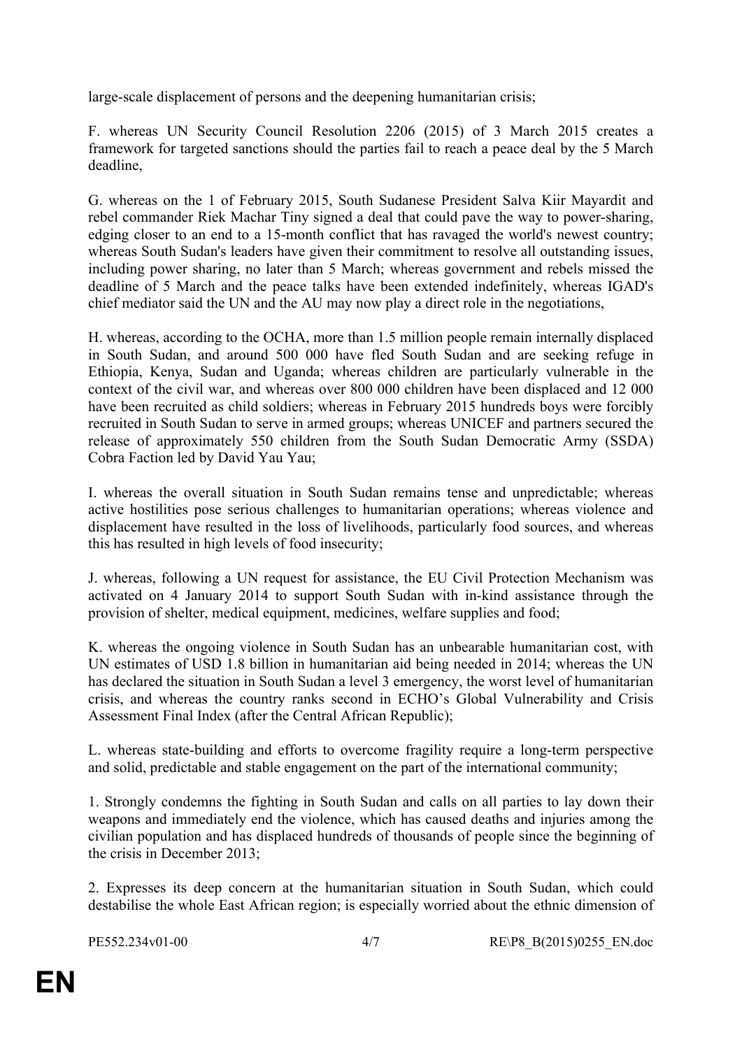large-scale displacement of persons and the deepening humanitarian crisis;

F. whereas UN Security Council Resolution 2206 (2015) of 3 March 2015 creates a framework for targeted sanctions should the parties fail to reach a peace deal by the 5 March deadline,

G. whereas on the 1 of February 2015, South Sudanese President Salva Kiir Mayardit and rebel commander Riek Machar Tiny signed a deal that could pave the way to power-sharing, edging closer to an end to a 15-month conflict that has ravaged the world's newest country; whereas South Sudan's leaders have given their commitment to resolve all outstanding issues, including power sharing, no later than 5 March; whereas government and rebels missed the deadline of 5 March and the peace talks have been extended indefinitely, whereas IGAD's chief mediator said the UN and the AU may now play a direct role in the negotiations,

H. whereas, according to the OCHA, more than 1.5 million people remain internally displaced in South Sudan, and around 500 000 have fled South Sudan and are seeking refuge in Ethiopia, Kenya, Sudan and Uganda; whereas children are particularly vulnerable in the context of the civil war, and whereas over 800 000 children have been displaced and 12 000 have been recruited as child soldiers; whereas in February 2015 hundreds boys were forcibly recruited in South Sudan to serve in armed groups; whereas UNICEF and partners secured the release of approximately 550 children from the South Sudan Democratic Army (SSDA) Cobra Faction led by David Yau Yau;

I. whereas the overall situation in South Sudan remains tense and unpredictable; whereas active hostilities pose serious challenges to humanitarian operations; whereas violence and displacement have resulted in the loss of livelihoods, particularly food sources, and whereas this has resulted in high levels of food insecurity;

J. whereas, following a UN request for assistance, the EU Civil Protection Mechanism was activated on 4 January 2014 to support South Sudan with in-kind assistance through the provision of shelter, medical equipment, medicines, welfare supplies and food;

K. whereas the ongoing violence in South Sudan has an unbearable humanitarian cost, with UN estimates of USD 1.8 billion in humanitarian aid being needed in 2014; whereas the UN has declared the situation in South Sudan a level 3 emergency, the worst level of humanitarian crisis, and whereas the country ranks second in ECHO's Global Vulnerability and Crisis Assessment Final Index (after the Central African Republic);

L. whereas state-building and efforts to overcome fragility require a long-term perspective and solid, predictable and stable engagement on the part of the international community;

1. Strongly condemns the fighting in South Sudan and calls on all parties to lay down their weapons and immediately end the violence, which has caused deaths and injuries among the civilian population and has displaced hundreds of thousands of people since the beginning of the crisis in December 2013;

2. Expresses its deep concern at the humanitarian situation in South Sudan, which could destabilise the whole East African region; is especially worried about the ethnic dimension of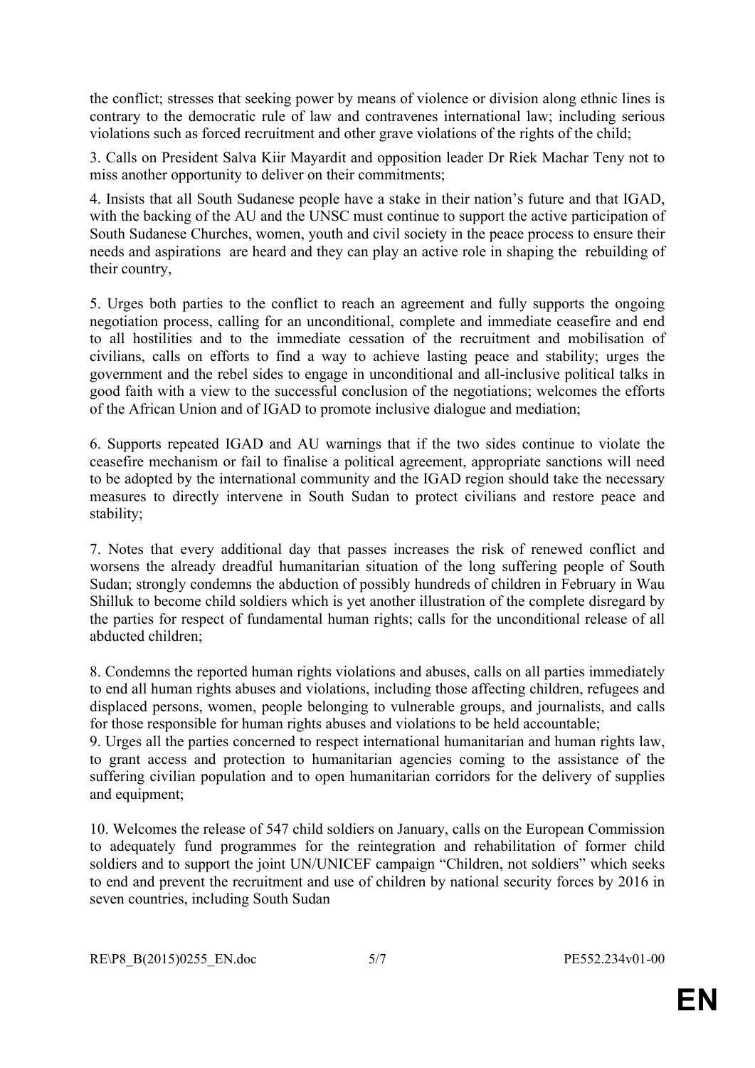the conflict; stresses that seeking power by means of violence or division along ethnic lines is contrary to the democratic rule of law and contravenes international law; including serious violations such as forced recruitment and other grave violations of the rights of the child;

3. Calls on President Salva Kiir Mayardit and opposition leader Dr Riek Machar Teny not to miss another opportunity to deliver on their commitments;

4. Insists that all South Sudanese people have a stake in their nation's future and that IGAD, with the backing of the AU and the UNSC must continue to support the active participation of South Sudanese Churches, women, youth and civil society in the peace process to ensure their needs and aspirations are heard and they can play an active role in shaping the rebuilding of their country,

5. Urges both parties to the conflict to reach an agreement and fully supports the ongoing negotiation process, calling for an unconditional, complete and immediate ceasefire and end to all hostilities and to the immediate cessation of the recruitment and mobilisation of civilians, calls on efforts to find a way to achieve lasting peace and stability; urges the government and the rebel sides to engage in unconditional and all-inclusive political talks in good faith with a view to the successful conclusion of the negotiations; welcomes the efforts of the African Union and of IGAD to promote inclusive dialogue and mediation;

6. Supports repeated IGAD and AU warnings that if the two sides continue to violate the ceasefire mechanism or fail to finalise a political agreement, appropriate sanctions will need to be adopted by the international community and the IGAD region should take the necessary measures to directly intervene in South Sudan to protect civilians and restore peace and stability;

7. Notes that every additional day that passes increases the risk of renewed conflict and worsens the already dreadful humanitarian situation of the long suffering people of South Sudan; strongly condemns the abduction of possibly hundreds of children in February in Wau Shilluk to become child soldiers which is yet another illustration of the complete disregard by the parties for respect of fundamental human rights; calls for the unconditional release of all abducted children;

8. Condemns the reported human rights violations and abuses, calls on all parties immediately to end all human rights abuses and violations, including those affecting children, refugees and displaced persons, women, people belonging to vulnerable groups, and journalists, and calls for those responsible for human rights abuses and violations to be held accountable;

9. Urges all the parties concerned to respect international humanitarian and human rights law, to grant access and protection to humanitarian agencies coming to the assistance of the suffering civilian population and to open humanitarian corridors for the delivery of supplies and equipment;

10. Welcomes the release of 547 child soldiers on January, calls on the European Commission to adequately fund programmes for the reintegration and rehabilitation of former child soldiers and to support the joint UN/UNICEF campaign "Children, not soldiers" which seeks to end and prevent the recruitment and use of children by national security forces by 2016 in seven countries, including South Sudan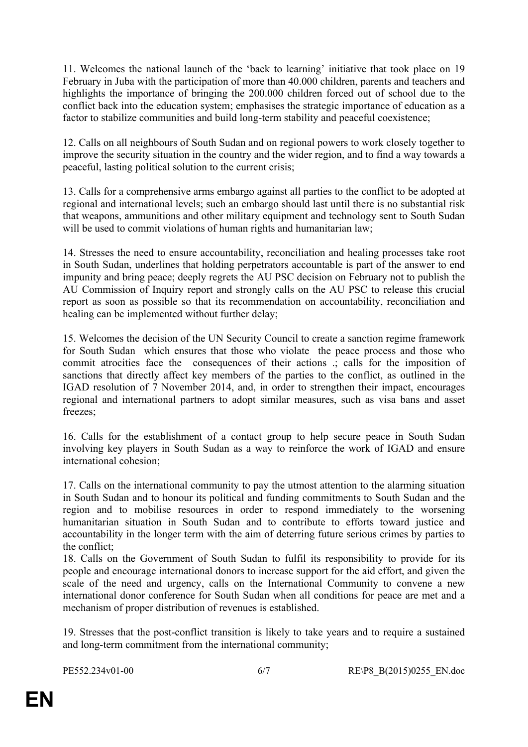11. Welcomes the national launch of the 'back to learning' initiative that took place on 19 February in Juba with the participation of more than 40.000 children, parents and teachers and highlights the importance of bringing the 200.000 children forced out of school due to the conflict back into the education system; emphasises the strategic importance of education as a factor to stabilize communities and build long-term stability and peaceful coexistence;

12. Calls on all neighbours of South Sudan and on regional powers to work closely together to improve the security situation in the country and the wider region, and to find a way towards a peaceful, lasting political solution to the current crisis;

13. Calls for a comprehensive arms embargo against all parties to the conflict to be adopted at regional and international levels; such an embargo should last until there is no substantial risk that weapons, ammunitions and other military equipment and technology sent to South Sudan will be used to commit violations of human rights and humanitarian law;

14. Stresses the need to ensure accountability, reconciliation and healing processes take root in South Sudan, underlines that holding perpetrators accountable is part of the answer to end impunity and bring peace; deeply regrets the AU PSC decision on February not to publish the AU Commission of Inquiry report and strongly calls on the AU PSC to release this crucial report as soon as possible so that its recommendation on accountability, reconciliation and healing can be implemented without further delay;

15. Welcomes the decision of the UN Security Council to create a sanction regime framework for South Sudan which ensures that those who violate the peace process and those who commit atrocities face the consequences of their actions .; calls for the imposition of sanctions that directly affect key members of the parties to the conflict, as outlined in the IGAD resolution of 7 November 2014, and, in order to strengthen their impact, encourages regional and international partners to adopt similar measures, such as visa bans and asset freezes;

16. Calls for the establishment of a contact group to help secure peace in South Sudan involving key players in South Sudan as a way to reinforce the work of IGAD and ensure international cohesion;

17. Calls on the international community to pay the utmost attention to the alarming situation in South Sudan and to honour its political and funding commitments to South Sudan and the region and to mobilise resources in order to respond immediately to the worsening humanitarian situation in South Sudan and to contribute to efforts toward justice and accountability in the longer term with the aim of deterring future serious crimes by parties to the conflict;

18. Calls on the Government of South Sudan to fulfil its responsibility to provide for its people and encourage international donors to increase support for the aid effort, and given the scale of the need and urgency, calls on the International Community to convene a new international donor conference for South Sudan when all conditions for peace are met and a mechanism of proper distribution of revenues is established.

19. Stresses that the post-conflict transition is likely to take years and to require a sustained and long-term commitment from the international community;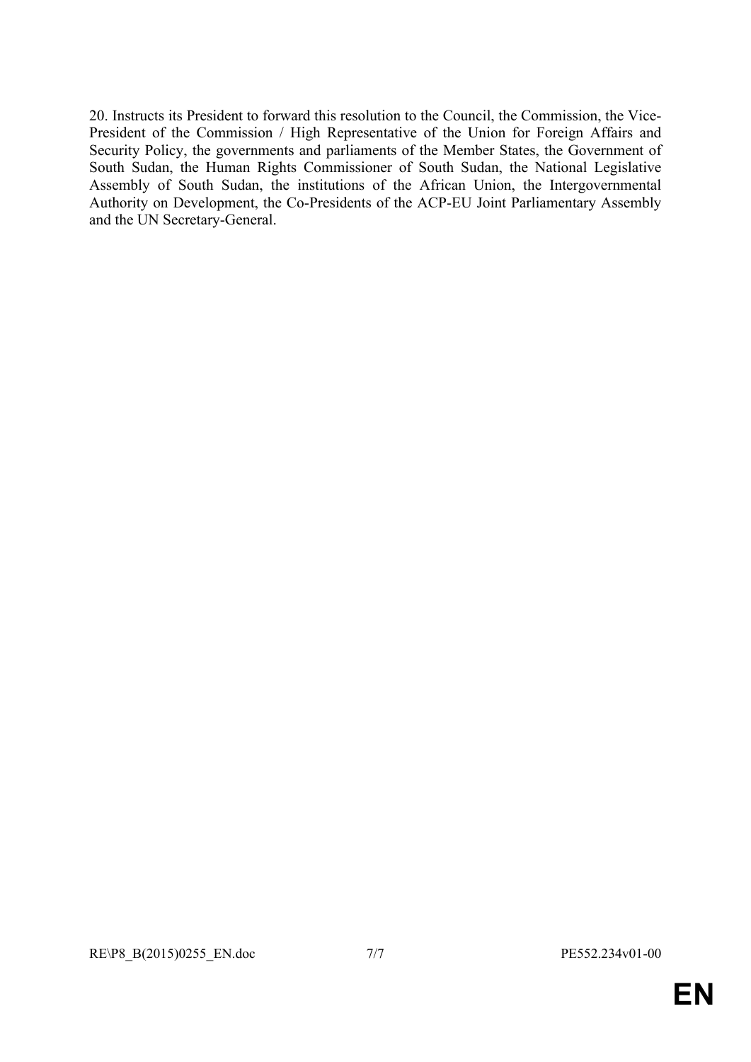20. Instructs its President to forward this resolution to the Council, the Commission, the Vice-President of the Commission / High Representative of the Union for Foreign Affairs and Security Policy, the governments and parliaments of the Member States, the Government of South Sudan, the Human Rights Commissioner of South Sudan, the National Legislative Assembly of South Sudan, the institutions of the African Union, the Intergovernmental Authority on Development, the Co-Presidents of the ACP-EU Joint Parliamentary Assembly and the UN Secretary-General.